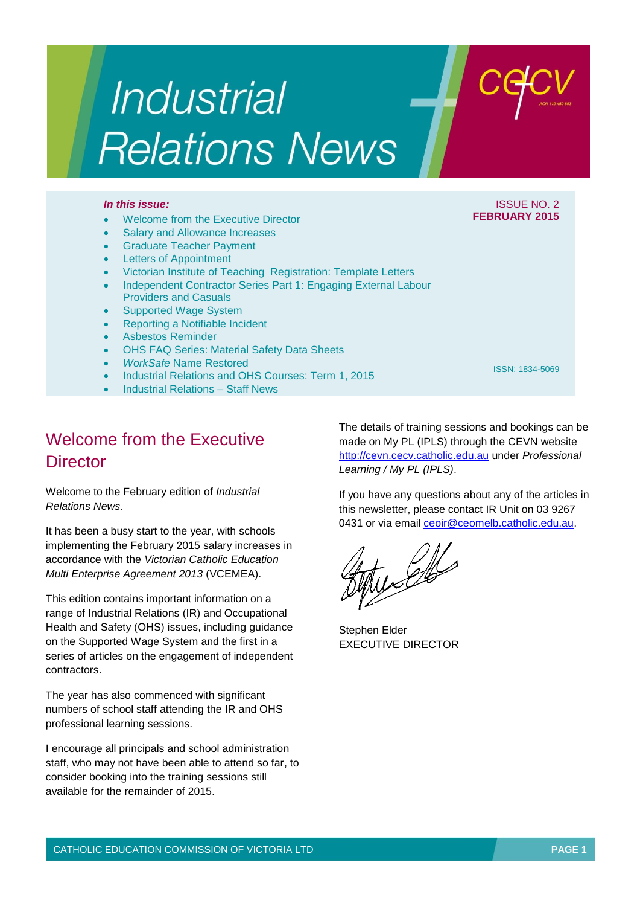# Industrial Relations News

cecv

ISSUE NO. 2
**FEBRUARY 2015**

***In this issue:***

- Welcome from the Executive Director
- Salary and Allowance Increases
- Graduate Teacher Payment
- Letters of Appointment
- Victorian Institute of Teaching Registration: Template Letters
- Independent Contractor Series Part 1: Engaging External Labour Providers and Casuals
- Supported Wage System
- Reporting a Notifiable Incident
- Asbestos Reminder
- OHS FAQ Series: Material Safety Data Sheets
- *WorkSafe* Name Restored
- Industrial Relations and OHS Courses: Term 1, 2015
- Industrial Relations – Staff News

ISSN: 1834-5069

## Welcome from the Executive Director

Welcome to the February edition of *Industrial Relations News*.

It has been a busy start to the year, with schools implementing the February 2015 salary increases in accordance with the *Victorian Catholic Education Multi Enterprise Agreement 2013* (VCEMEA).

This edition contains important information on a range of Industrial Relations (IR) and Occupational Health and Safety (OHS) issues, including guidance on the Supported Wage System and the first in a series of articles on the engagement of independent contractors.

The year has also commenced with significant numbers of school staff attending the IR and OHS professional learning sessions.

I encourage all principals and school administration staff, who may not have been able to attend so far, to consider booking into the training sessions still available for the remainder of 2015.

The details of training sessions and bookings can be made on My PL (IPLS) through the CEVN website http://cevn.cecv.catholic.edu.au under *Professional Learning / My PL (IPLS)*.

If you have any questions about any of the articles in this newsletter, please contact IR Unit on 03 9267 0431 or via email ceoir@ceomelb.catholic.edu.au.

Stephen Elder
EXECUTIVE DIRECTOR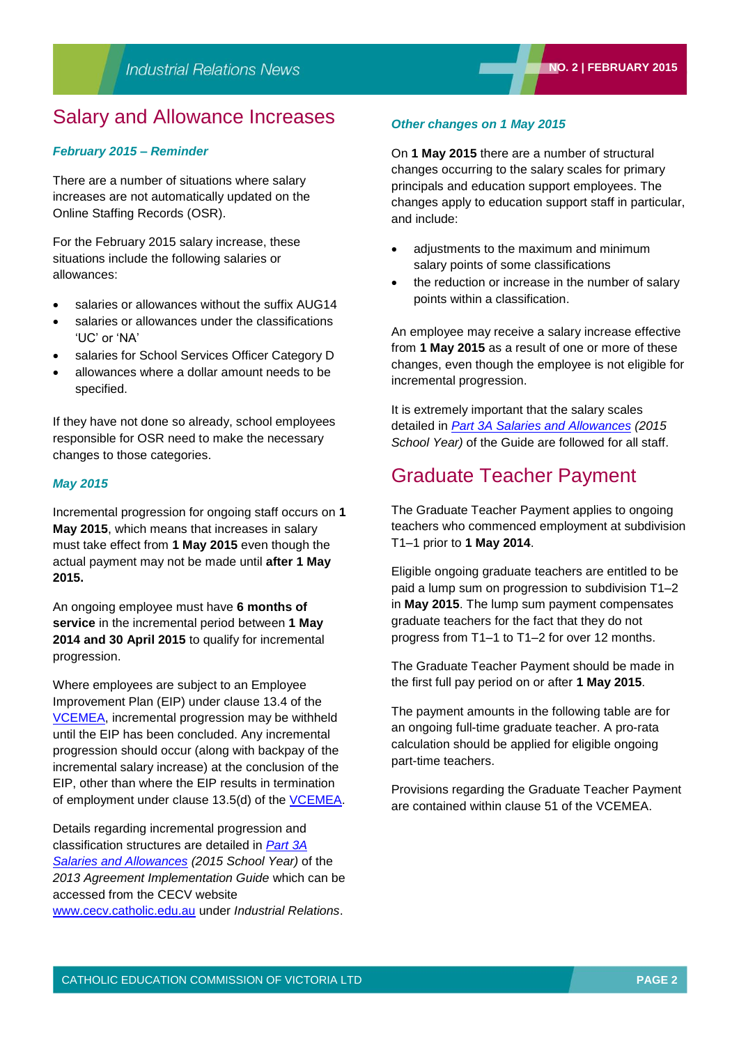## Salary and Allowance Increases

### *February 2015 – Reminder*

There are a number of situations where salary increases are not automatically updated on the Online Staffing Records (OSR).

For the February 2015 salary increase, these situations include the following salaries or allowances:

- salaries or allowances without the suffix AUG14
- salaries or allowances under the classifications 'UC' or 'NA'
- salaries for School Services Officer Category D
- allowances where a dollar amount needs to be specified.

If they have not done so already, school employees responsible for OSR need to make the necessary changes to those categories.

### *May 2015*

Incremental progression for ongoing staff occurs on **1 May 2015**, which means that increases in salary must take effect from **1 May 2015** even though the actual payment may not be made until **after 1 May 2015.**

An ongoing employee must have **6 months of service** in the incremental period between **1 May 2014 and 30 April 2015** to qualify for incremental progression.

Where employees are subject to an Employee Improvement Plan (EIP) under clause 13.4 of the VCEMEA, incremental progression may be withheld until the EIP has been concluded. Any incremental progression should occur (along with backpay of the incremental salary increase) at the conclusion of the EIP, other than where the EIP results in termination of employment under clause 13.5(d) of the VCEMEA.

Details regarding incremental progression and classification structures are detailed in *Part 3A Salaries and Allowances (2015 School Year)* of the *2013 Agreement Implementation Guide* which can be accessed from the CECV website www.cecv.catholic.edu.au under *Industrial Relations*.

### *Other changes on 1 May 2015*

On **1 May 2015** there are a number of structural changes occurring to the salary scales for primary principals and education support employees. The changes apply to education support staff in particular, and include:

- adjustments to the maximum and minimum salary points of some classifications
- the reduction or increase in the number of salary points within a classification.

An employee may receive a salary increase effective from **1 May 2015** as a result of one or more of these changes, even though the employee is not eligible for incremental progression.

It is extremely important that the salary scales detailed in *Part 3A Salaries and Allowances (2015 School Year)* of the Guide are followed for all staff.

## Graduate Teacher Payment

The Graduate Teacher Payment applies to ongoing teachers who commenced employment at subdivision T1–1 prior to **1 May 2014**.

Eligible ongoing graduate teachers are entitled to be paid a lump sum on progression to subdivision T1–2 in **May 2015**. The lump sum payment compensates graduate teachers for the fact that they do not progress from T1–1 to T1–2 for over 12 months.

The Graduate Teacher Payment should be made in the first full pay period on or after **1 May 2015**.

The payment amounts in the following table are for an ongoing full-time graduate teacher. A pro-rata calculation should be applied for eligible ongoing part-time teachers.

Provisions regarding the Graduate Teacher Payment are contained within clause 51 of the VCEMEA.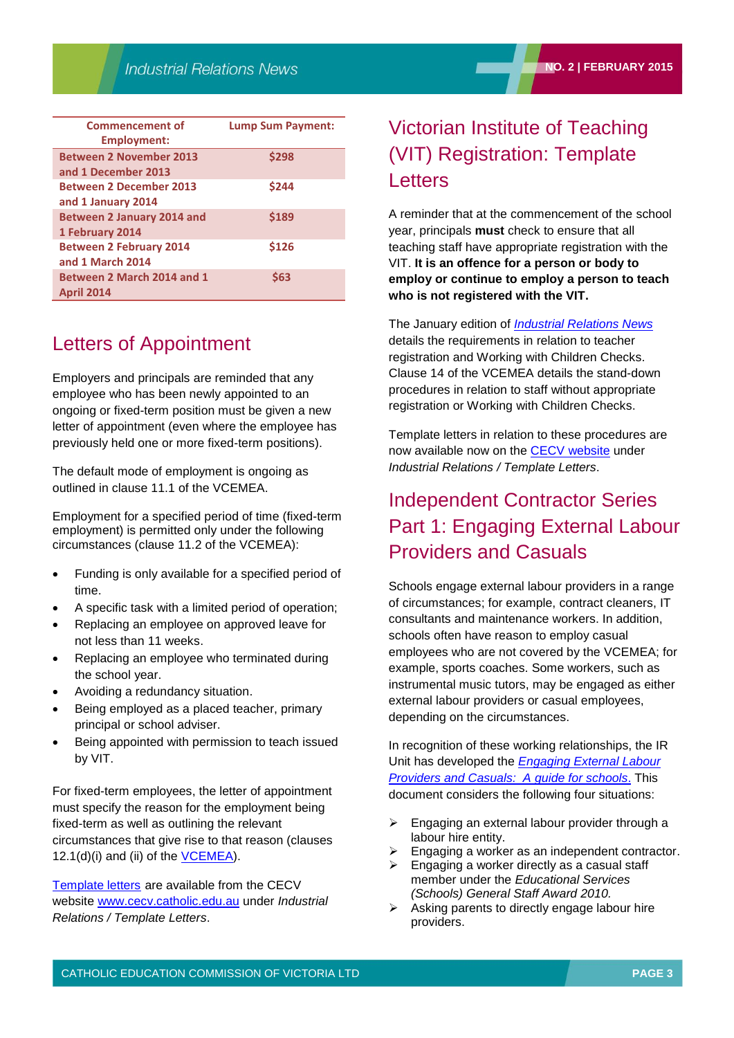| Commencement of Employment: | Lump Sum Payment: |
|---|---|
| Between 2 November 2013 and 1 December 2013 | $298 |
| Between 2 December 2013 and 1 January 2014 | $244 |
| Between 2 January 2014 and 1 February 2014 | $189 |
| Between 2 February 2014 and 1 March 2014 | $126 |
| Between 2 March 2014 and 1 April 2014 | $63 |

## Letters of Appointment

Employers and principals are reminded that any employee who has been newly appointed to an ongoing or fixed-term position must be given a new letter of appointment (even where the employee has previously held one or more fixed-term positions).

The default mode of employment is ongoing as outlined in clause 11.1 of the VCEMEA.

Employment for a specified period of time (fixed-term employment) is permitted only under the following circumstances (clause 11.2 of the VCEMEA):

- Funding is only available for a specified period of time.
- A specific task with a limited period of operation;
- Replacing an employee on approved leave for not less than 11 weeks.
- Replacing an employee who terminated during the school year.
- Avoiding a redundancy situation.
- Being employed as a placed teacher, primary principal or school adviser.
- Being appointed with permission to teach issued by VIT.

For fixed-term employees, the letter of appointment must specify the reason for the employment being fixed-term as well as outlining the relevant circumstances that give rise to that reason (clauses 12.1(d)(i) and (ii) of the VCEMEA).

Template letters are available from the CECV website www.cecv.catholic.edu.au under *Industrial Relations / Template Letters*.

## Victorian Institute of Teaching (VIT) Registration: Template Letters

A reminder that at the commencement of the school year, principals **must** check to ensure that all teaching staff have appropriate registration with the VIT. **It is an offence for a person or body to employ or continue to employ a person to teach who is not registered with the VIT.**

The January edition of *Industrial Relations News* details the requirements in relation to teacher registration and Working with Children Checks. Clause 14 of the VCEMEA details the stand-down procedures in relation to staff without appropriate registration or Working with Children Checks.

Template letters in relation to these procedures are now available now on the CECV website under *Industrial Relations / Template Letters*.

## Independent Contractor Series Part 1: Engaging External Labour Providers and Casuals

Schools engage external labour providers in a range of circumstances; for example, contract cleaners, IT consultants and maintenance workers. In addition, schools often have reason to employ casual employees who are not covered by the VCEMEA; for example, sports coaches. Some workers, such as instrumental music tutors, may be engaged as either external labour providers or casual employees, depending on the circumstances.

In recognition of these working relationships, the IR Unit has developed the *Engaging External Labour Providers and Casuals: A guide for schools.* This document considers the following four situations:

- Engaging an external labour provider through a labour hire entity.
- Engaging a worker as an independent contractor.
- Engaging a worker directly as a casual staff member under the *Educational Services (Schools) General Staff Award 2010.*
- Asking parents to directly engage labour hire providers.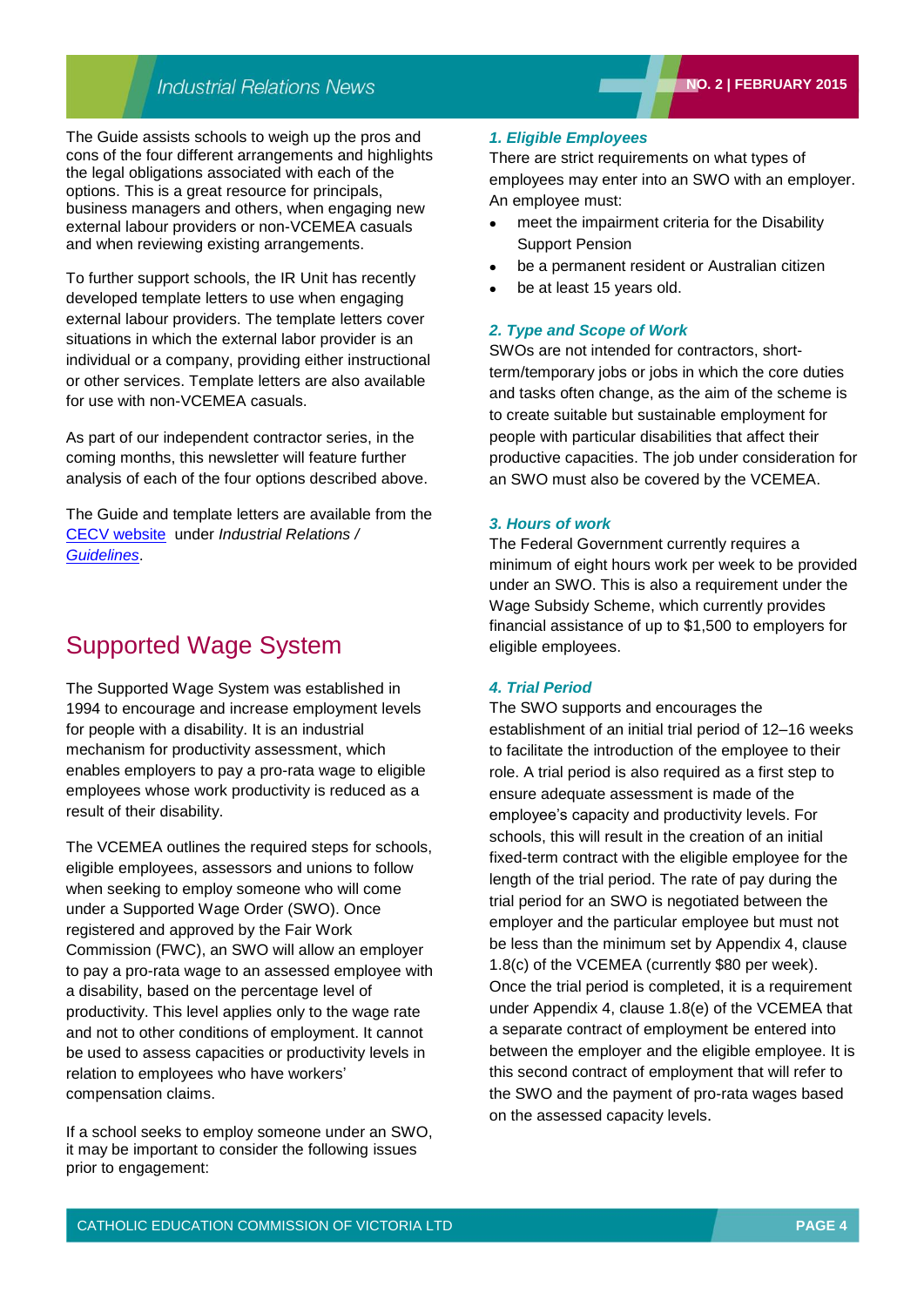The Guide assists schools to weigh up the pros and cons of the four different arrangements and highlights the legal obligations associated with each of the options. This is a great resource for principals, business managers and others, when engaging new external labour providers or non-VCEMEA casuals and when reviewing existing arrangements.

To further support schools, the IR Unit has recently developed template letters to use when engaging external labour providers. The template letters cover situations in which the external labor provider is an individual or a company, providing either instructional or other services. Template letters are also available for use with non-VCEMEA casuals.

As part of our independent contractor series, in the coming months, this newsletter will feature further analysis of each of the four options described above.

The Guide and template letters are available from the [CECV website](#) under *Industrial Relations / [Guidelines](#)*.

## Supported Wage System

The Supported Wage System was established in 1994 to encourage and increase employment levels for people with a disability. It is an industrial mechanism for productivity assessment, which enables employers to pay a pro-rata wage to eligible employees whose work productivity is reduced as a result of their disability.

The VCEMEA outlines the required steps for schools, eligible employees, assessors and unions to follow when seeking to employ someone who will come under a Supported Wage Order (SWO). Once registered and approved by the Fair Work Commission (FWC), an SWO will allow an employer to pay a pro-rata wage to an assessed employee with a disability, based on the percentage level of productivity. This level applies only to the wage rate and not to other conditions of employment. It cannot be used to assess capacities or productivity levels in relation to employees who have workers' compensation claims.

If a school seeks to employ someone under an SWO, it may be important to consider the following issues prior to engagement:

### *1. Eligible Employees*

There are strict requirements on what types of employees may enter into an SWO with an employer. An employee must:

- meet the impairment criteria for the Disability Support Pension
- be a permanent resident or Australian citizen
- be at least 15 years old.

### *2. Type and Scope of Work*

SWOs are not intended for contractors, short-term/temporary jobs or jobs in which the core duties and tasks often change, as the aim of the scheme is to create suitable but sustainable employment for people with particular disabilities that affect their productive capacities. The job under consideration for an SWO must also be covered by the VCEMEA.

### *3. Hours of work*

The Federal Government currently requires a minimum of eight hours work per week to be provided under an SWO. This is also a requirement under the Wage Subsidy Scheme, which currently provides financial assistance of up to $1,500 to employers for eligible employees.

### *4. Trial Period*

The SWO supports and encourages the establishment of an initial trial period of 12–16 weeks to facilitate the introduction of the employee to their role. A trial period is also required as a first step to ensure adequate assessment is made of the employee's capacity and productivity levels. For schools, this will result in the creation of an initial fixed-term contract with the eligible employee for the length of the trial period. The rate of pay during the trial period for an SWO is negotiated between the employer and the particular employee but must not be less than the minimum set by Appendix 4, clause 1.8(c) of the VCEMEA (currently $80 per week). Once the trial period is completed, it is a requirement under Appendix 4, clause 1.8(e) of the VCEMEA that a separate contract of employment be entered into between the employer and the eligible employee. It is this second contract of employment that will refer to the SWO and the payment of pro-rata wages based on the assessed capacity levels.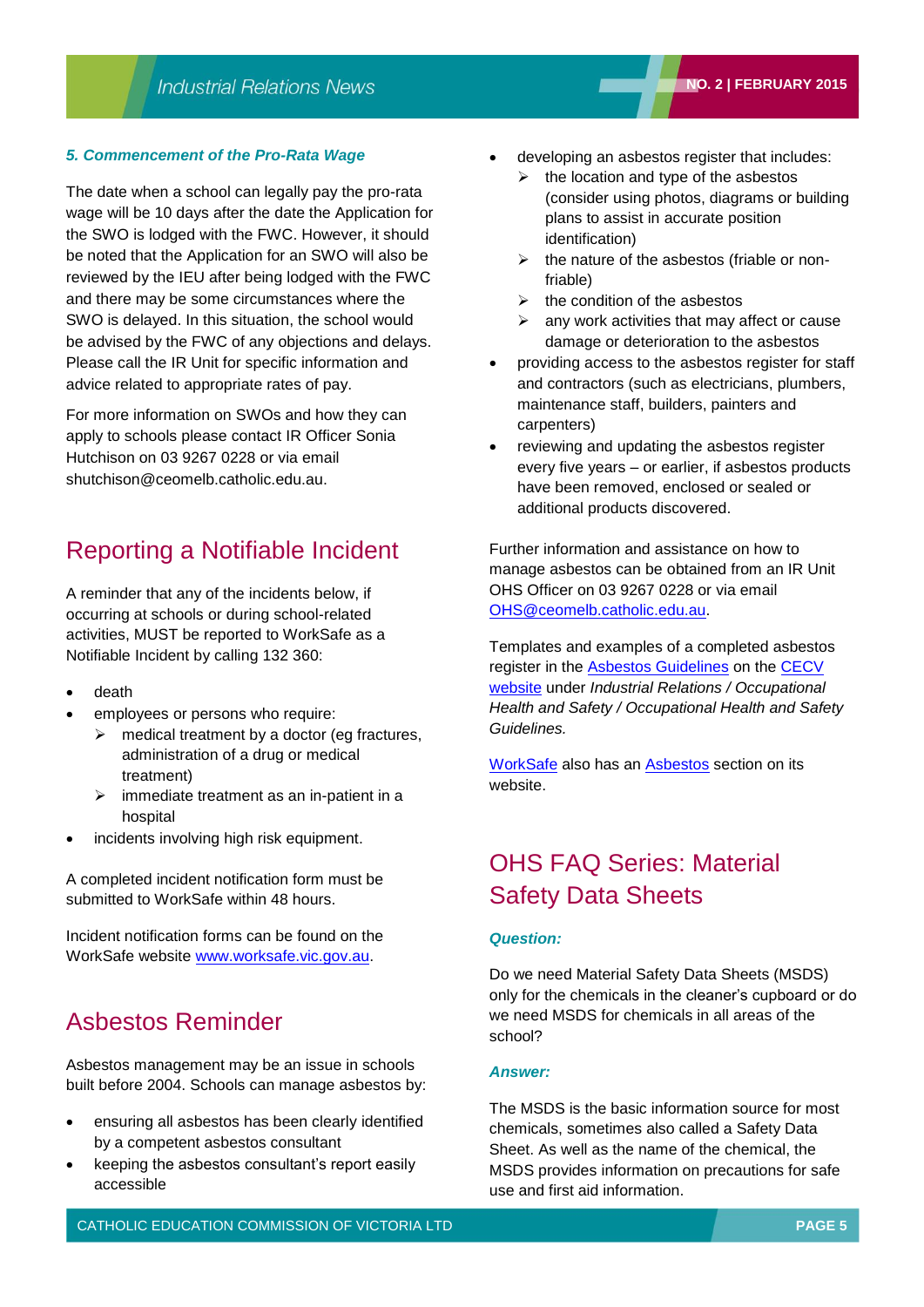### *5. Commencement of the Pro-Rata Wage*

The date when a school can legally pay the pro-rata wage will be 10 days after the date the Application for the SWO is lodged with the FWC. However, it should be noted that the Application for an SWO will also be reviewed by the IEU after being lodged with the FWC and there may be some circumstances where the SWO is delayed. In this situation, the school would be advised by the FWC of any objections and delays. Please call the IR Unit for specific information and advice related to appropriate rates of pay.

For more information on SWOs and how they can apply to schools please contact IR Officer Sonia Hutchison on 03 9267 0228 or via email shutchison@ceomelb.catholic.edu.au.

## Reporting a Notifiable Incident

A reminder that any of the incidents below, if occurring at schools or during school-related activities, MUST be reported to WorkSafe as a Notifiable Incident by calling 132 360:

- death
- employees or persons who require:
  - medical treatment by a doctor (eg fractures, administration of a drug or medical treatment)
  - immediate treatment as an in-patient in a hospital
- incidents involving high risk equipment.

A completed incident notification form must be submitted to WorkSafe within 48 hours.

Incident notification forms can be found on the WorkSafe website www.worksafe.vic.gov.au.

## Asbestos Reminder

Asbestos management may be an issue in schools built before 2004. Schools can manage asbestos by:

- ensuring all asbestos has been clearly identified by a competent asbestos consultant
- keeping the asbestos consultant's report easily accessible
- developing an asbestos register that includes:
  - the location and type of the asbestos (consider using photos, diagrams or building plans to assist in accurate position identification)
  - the nature of the asbestos (friable or non-friable)
  - the condition of the asbestos
  - any work activities that may affect or cause damage or deterioration to the asbestos
- providing access to the asbestos register for staff and contractors (such as electricians, plumbers, maintenance staff, builders, painters and carpenters)
- reviewing and updating the asbestos register every five years – or earlier, if asbestos products have been removed, enclosed or sealed or additional products discovered.

Further information and assistance on how to manage asbestos can be obtained from an IR Unit OHS Officer on 03 9267 0228 or via email OHS@ceomelb.catholic.edu.au.

Templates and examples of a completed asbestos register in the Asbestos Guidelines on the CECV website under *Industrial Relations / Occupational Health and Safety / Occupational Health and Safety Guidelines.*

WorkSafe also has an Asbestos section on its website.

## OHS FAQ Series: Material Safety Data Sheets

### *Question:*

Do we need Material Safety Data Sheets (MSDS) only for the chemicals in the cleaner's cupboard or do we need MSDS for chemicals in all areas of the school?

### *Answer:*

The MSDS is the basic information source for most chemicals, sometimes also called a Safety Data Sheet. As well as the name of the chemical, the MSDS provides information on precautions for safe use and first aid information.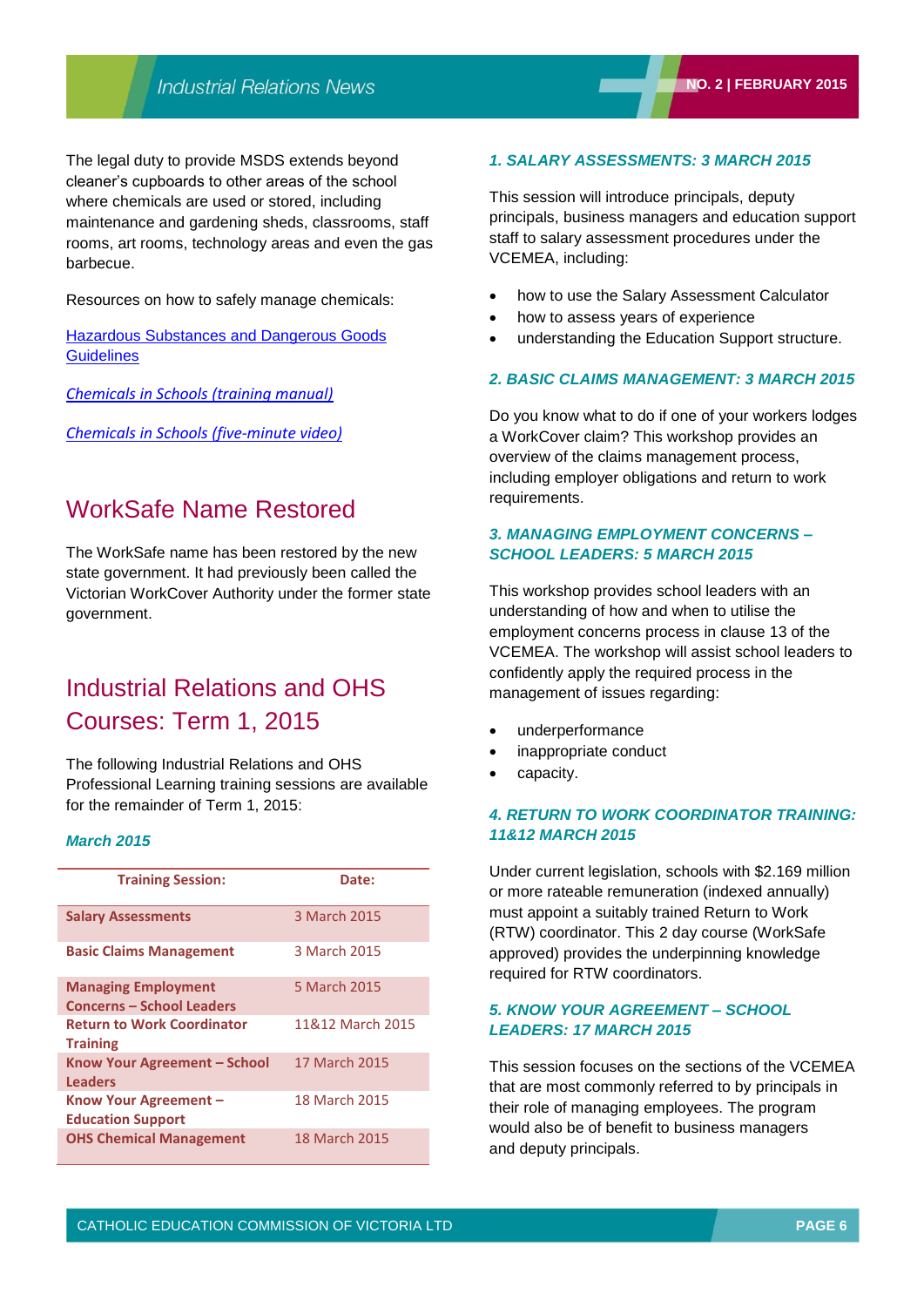The legal duty to provide MSDS extends beyond cleaner's cupboards to other areas of the school where chemicals are used or stored, including maintenance and gardening sheds, classrooms, staff rooms, art rooms, technology areas and even the gas barbecue.

Resources on how to safely manage chemicals:

Hazardous Substances and Dangerous Goods Guidelines

*Chemicals in Schools (training manual)*

*Chemicals in Schools (five-minute video)*

## WorkSafe Name Restored

The WorkSafe name has been restored by the new state government. It had previously been called the Victorian WorkCover Authority under the former state government.

## Industrial Relations and OHS Courses: Term 1, 2015

The following Industrial Relations and OHS Professional Learning training sessions are available for the remainder of Term 1, 2015:

***March 2015***

| Training Session: | Date: |
|---|---|
| **Salary Assessments** | 3 March 2015 |
| **Basic Claims Management** | 3 March 2015 |
| **Managing Employment Concerns – School Leaders** | 5 March 2015 |
| **Return to Work Coordinator Training** | 11&12 March 2015 |
| **Know Your Agreement – School Leaders** | 17 March 2015 |
| **Know Your Agreement – Education Support** | 18 March 2015 |
| **OHS Chemical Management** | 18 March 2015 |

### *1. SALARY ASSESSMENTS: 3 MARCH 2015*

This session will introduce principals, deputy principals, business managers and education support staff to salary assessment procedures under the VCEMEA, including:

- how to use the Salary Assessment Calculator
- how to assess years of experience
- understanding the Education Support structure.

### *2. BASIC CLAIMS MANAGEMENT: 3 MARCH 2015*

Do you know what to do if one of your workers lodges a WorkCover claim? This workshop provides an overview of the claims management process, including employer obligations and return to work requirements.

### *3. MANAGING EMPLOYMENT CONCERNS – SCHOOL LEADERS: 5 MARCH 2015*

This workshop provides school leaders with an understanding of how and when to utilise the employment concerns process in clause 13 of the VCEMEA. The workshop will assist school leaders to confidently apply the required process in the management of issues regarding:

- underperformance
- inappropriate conduct
- capacity.

### *4. RETURN TO WORK COORDINATOR TRAINING: 11&12 MARCH 2015*

Under current legislation, schools with $2.169 million or more rateable remuneration (indexed annually) must appoint a suitably trained Return to Work (RTW) coordinator. This 2 day course (WorkSafe approved) provides the underpinning knowledge required for RTW coordinators.

### *5. KNOW YOUR AGREEMENT – SCHOOL LEADERS: 17 MARCH 2015*

This session focuses on the sections of the VCEMEA that are most commonly referred to by principals in their role of managing employees. The program would also be of benefit to business managers and deputy principals.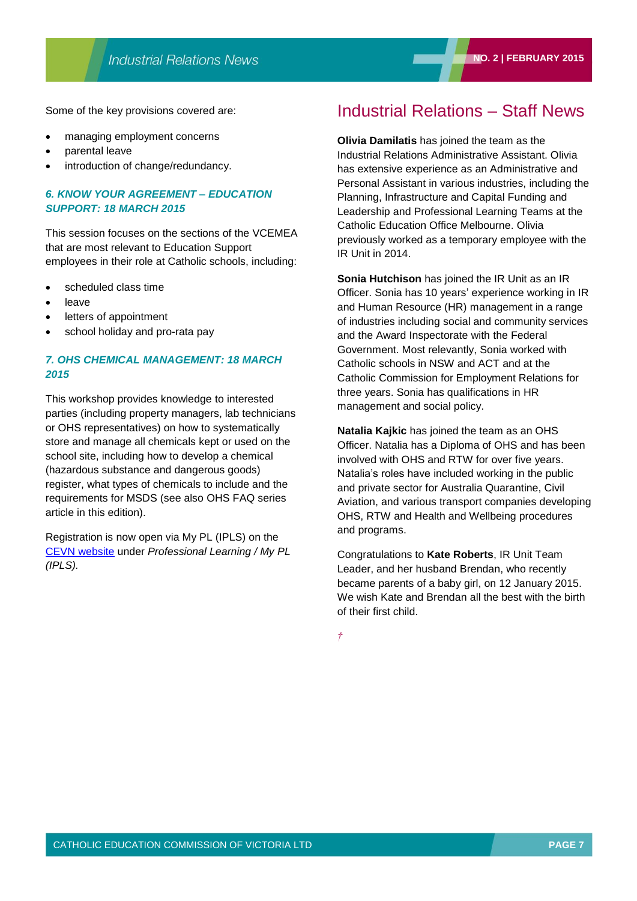Some of the key provisions covered are:

- managing employment concerns
- parental leave
- introduction of change/redundancy.

### *6. KNOW YOUR AGREEMENT – EDUCATION SUPPORT: 18 MARCH 2015*

This session focuses on the sections of the VCEMEA that are most relevant to Education Support employees in their role at Catholic schools, including:

- scheduled class time
- leave
- letters of appointment
- school holiday and pro-rata pay

### *7. OHS CHEMICAL MANAGEMENT: 18 MARCH 2015*

This workshop provides knowledge to interested parties (including property managers, lab technicians or OHS representatives) on how to systematically store and manage all chemicals kept or used on the school site, including how to develop a chemical (hazardous substance and dangerous goods) register, what types of chemicals to include and the requirements for MSDS (see also OHS FAQ series article in this edition).

Registration is now open via My PL (IPLS) on the CEVN website under *Professional Learning / My PL (IPLS).*

## Industrial Relations – Staff News

**Olivia Damilatis** has joined the team as the Industrial Relations Administrative Assistant. Olivia has extensive experience as an Administrative and Personal Assistant in various industries, including the Planning, Infrastructure and Capital Funding and Leadership and Professional Learning Teams at the Catholic Education Office Melbourne. Olivia previously worked as a temporary employee with the IR Unit in 2014.

**Sonia Hutchison** has joined the IR Unit as an IR Officer. Sonia has 10 years' experience working in IR and Human Resource (HR) management in a range of industries including social and community services and the Award Inspectorate with the Federal Government. Most relevantly, Sonia worked with Catholic schools in NSW and ACT and at the Catholic Commission for Employment Relations for three years. Sonia has qualifications in HR management and social policy.

**Natalia Kajkic** has joined the team as an OHS Officer. Natalia has a Diploma of OHS and has been involved with OHS and RTW for over five years. Natalia's roles have included working in the public and private sector for Australia Quarantine, Civil Aviation, and various transport companies developing OHS, RTW and Health and Wellbeing procedures and programs.

Congratulations to **Kate Roberts**, IR Unit Team Leader, and her husband Brendan, who recently became parents of a baby girl, on 12 January 2015. We wish Kate and Brendan all the best with the birth of their first child.

†